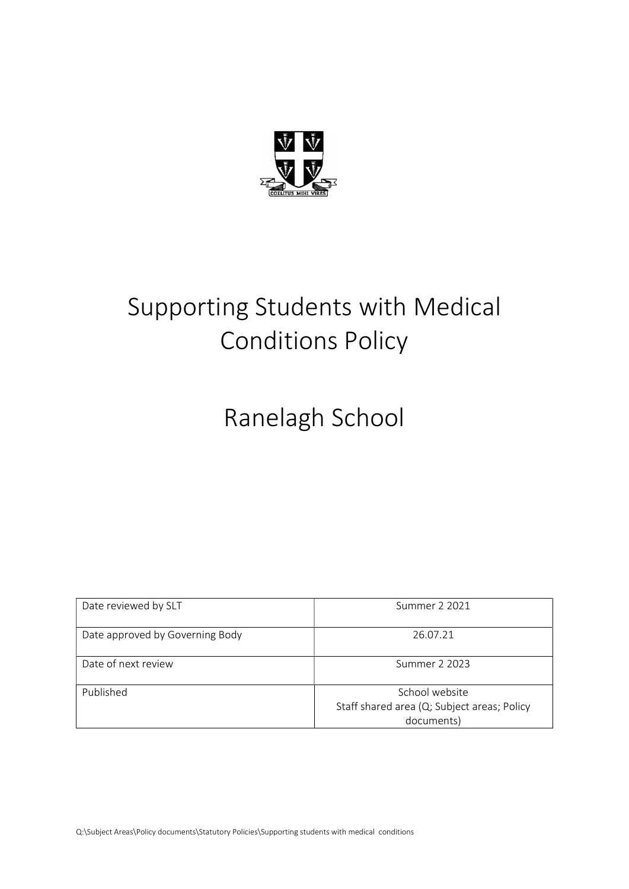# Supporting Students with Medical Conditions Policy

# Ranelagh School

| Date reviewed by SLT | Summer 2 2021 |
|---|---|
| Date approved by Governing Body | 26.07.21 |
| Date of next review | Summer 2 2023 |
| Published | School website<br>Staff shared area (Q; Subject areas; Policy documents) |

Q:\Subject Areas\Policy documents\Statutory Policies\Supporting students with medical conditions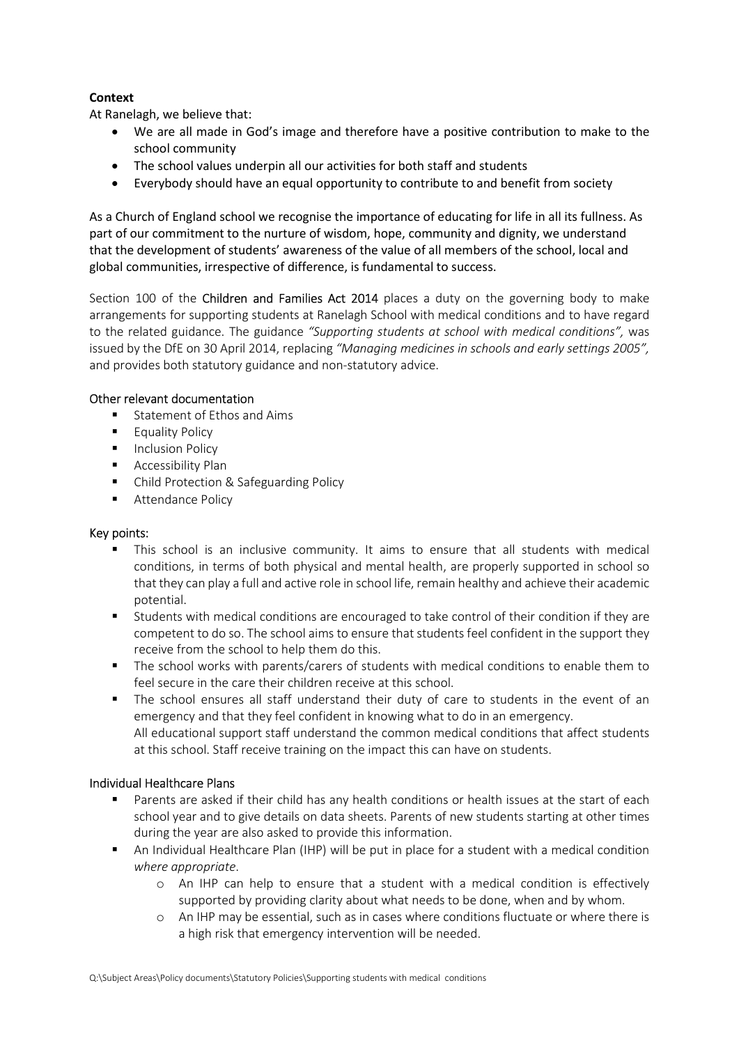**Context**

At Ranelagh, we believe that:

- We are all made in God's image and therefore have a positive contribution to make to the school community
- The school values underpin all our activities for both staff and students
- Everybody should have an equal opportunity to contribute to and benefit from society

As a Church of England school we recognise the importance of educating for life in all its fullness. As part of our commitment to the nurture of wisdom, hope, community and dignity, we understand that the development of students' awareness of the value of all members of the school, local and global communities, irrespective of difference, is fundamental to success.

Section 100 of the Children and Families Act 2014 places a duty on the governing body to make arrangements for supporting students at Ranelagh School with medical conditions and to have regard to the related guidance. The guidance *"Supporting students at school with medical conditions",* was issued by the DfE on 30 April 2014, replacing *"Managing medicines in schools and early settings 2005",* and provides both statutory guidance and non-statutory advice.

### Other relevant documentation

- Statement of Ethos and Aims
- Equality Policy
- Inclusion Policy
- Accessibility Plan
- Child Protection & Safeguarding Policy
- Attendance Policy

### Key points:

- This school is an inclusive community. It aims to ensure that all students with medical conditions, in terms of both physical and mental health, are properly supported in school so that they can play a full and active role in school life, remain healthy and achieve their academic potential.
- Students with medical conditions are encouraged to take control of their condition if they are competent to do so. The school aims to ensure that students feel confident in the support they receive from the school to help them do this.
- The school works with parents/carers of students with medical conditions to enable them to feel secure in the care their children receive at this school.
- The school ensures all staff understand their duty of care to students in the event of an emergency and that they feel confident in knowing what to do in an emergency.
  All educational support staff understand the common medical conditions that affect students at this school. Staff receive training on the impact this can have on students.

### Individual Healthcare Plans

- Parents are asked if their child has any health conditions or health issues at the start of each school year and to give details on data sheets. Parents of new students starting at other times during the year are also asked to provide this information.
- An Individual Healthcare Plan (IHP) will be put in place for a student with a medical condition *where appropriate*.
  - An IHP can help to ensure that a student with a medical condition is effectively supported by providing clarity about what needs to be done, when and by whom.
  - An IHP may be essential, such as in cases where conditions fluctuate or where there is a high risk that emergency intervention will be needed.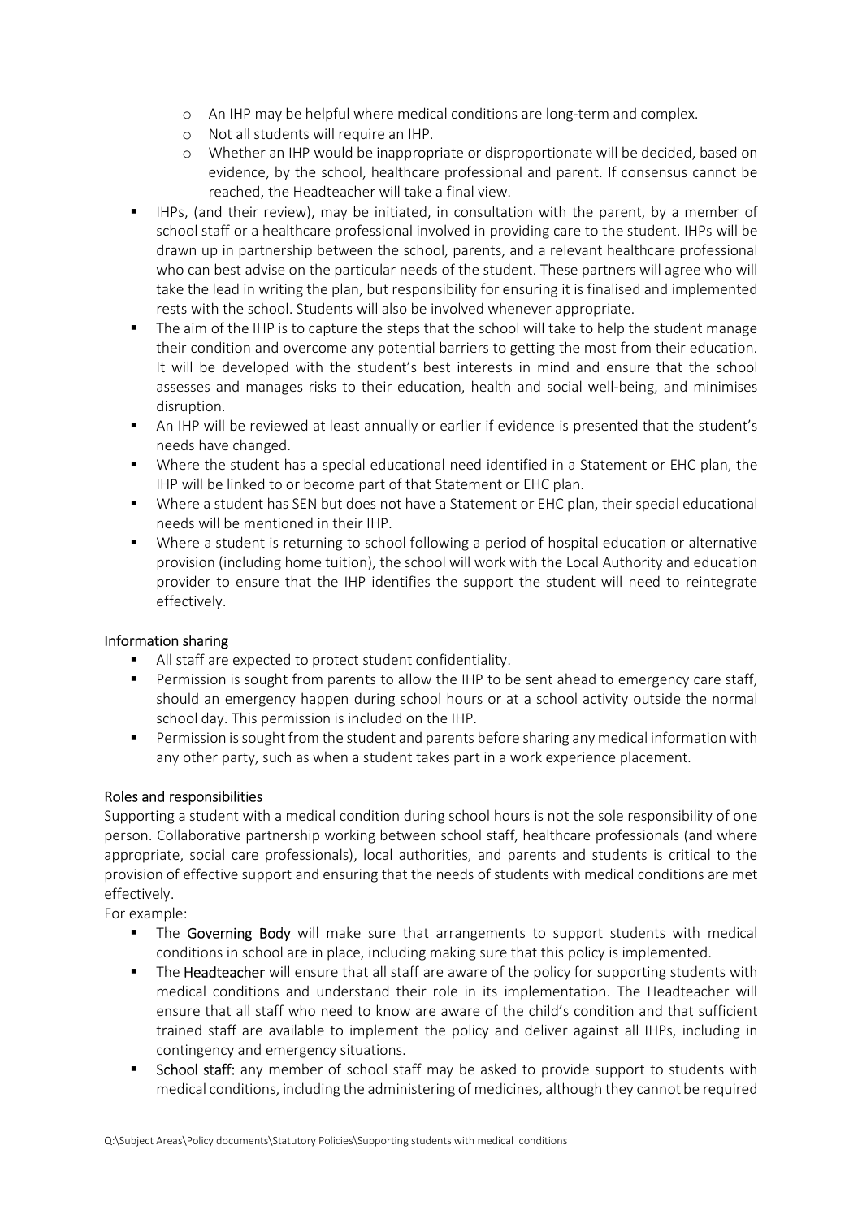- An IHP may be helpful where medical conditions are long-term and complex.
  - Not all students will require an IHP.
  - Whether an IHP would be inappropriate or disproportionate will be decided, based on evidence, by the school, healthcare professional and parent. If consensus cannot be reached, the Headteacher will take a final view.
- IHPs, (and their review), may be initiated, in consultation with the parent, by a member of school staff or a healthcare professional involved in providing care to the student. IHPs will be drawn up in partnership between the school, parents, and a relevant healthcare professional who can best advise on the particular needs of the student. These partners will agree who will take the lead in writing the plan, but responsibility for ensuring it is finalised and implemented rests with the school. Students will also be involved whenever appropriate.
- The aim of the IHP is to capture the steps that the school will take to help the student manage their condition and overcome any potential barriers to getting the most from their education. It will be developed with the student's best interests in mind and ensure that the school assesses and manages risks to their education, health and social well-being, and minimises disruption.
- An IHP will be reviewed at least annually or earlier if evidence is presented that the student's needs have changed.
- Where the student has a special educational need identified in a Statement or EHC plan, the IHP will be linked to or become part of that Statement or EHC plan.
- Where a student has SEN but does not have a Statement or EHC plan, their special educational needs will be mentioned in their IHP.
- Where a student is returning to school following a period of hospital education or alternative provision (including home tuition), the school will work with the Local Authority and education provider to ensure that the IHP identifies the support the student will need to reintegrate effectively.

### Information sharing

- All staff are expected to protect student confidentiality.
- Permission is sought from parents to allow the IHP to be sent ahead to emergency care staff, should an emergency happen during school hours or at a school activity outside the normal school day. This permission is included on the IHP.
- Permission is sought from the student and parents before sharing any medical information with any other party, such as when a student takes part in a work experience placement.

### Roles and responsibilities

Supporting a student with a medical condition during school hours is not the sole responsibility of one person. Collaborative partnership working between school staff, healthcare professionals (and where appropriate, social care professionals), local authorities, and parents and students is critical to the provision of effective support and ensuring that the needs of students with medical conditions are met effectively.

For example:

- The **Governing Body** will make sure that arrangements to support students with medical conditions in school are in place, including making sure that this policy is implemented.
- The **Headteacher** will ensure that all staff are aware of the policy for supporting students with medical conditions and understand their role in its implementation. The Headteacher will ensure that all staff who need to know are aware of the child's condition and that sufficient trained staff are available to implement the policy and deliver against all IHPs, including in contingency and emergency situations.
- **School staff:** any member of school staff may be asked to provide support to students with medical conditions, including the administering of medicines, although they cannot be required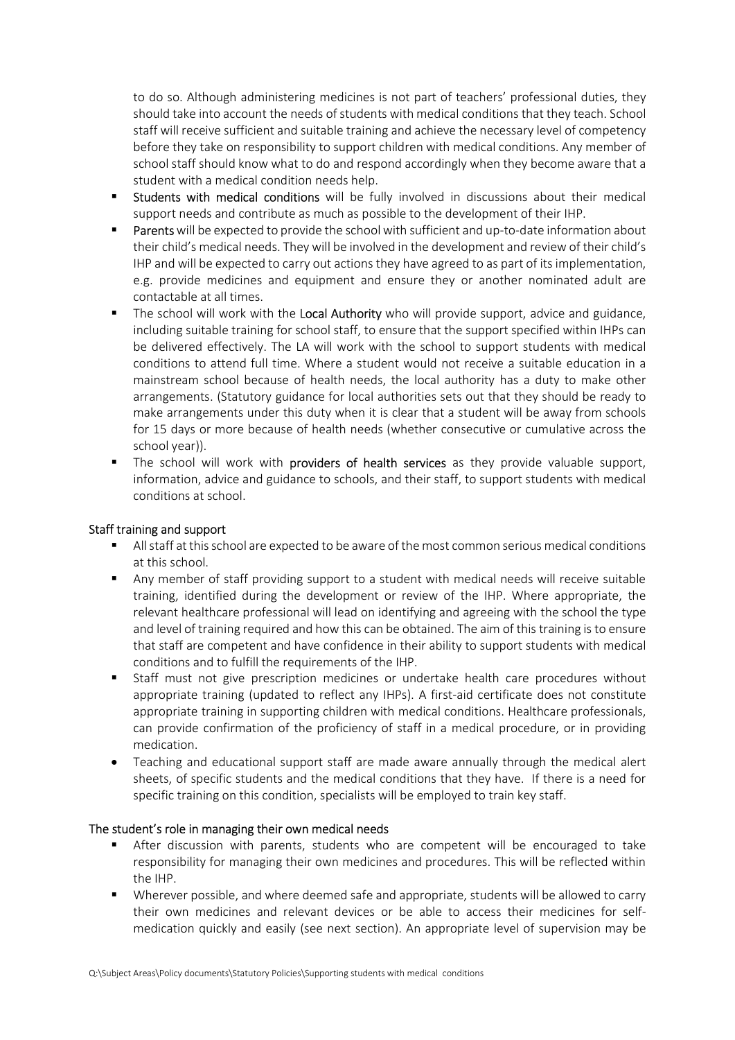to do so. Although administering medicines is not part of teachers' professional duties, they should take into account the needs of students with medical conditions that they teach. School staff will receive sufficient and suitable training and achieve the necessary level of competency before they take on responsibility to support children with medical conditions. Any member of school staff should know what to do and respond accordingly when they become aware that a student with a medical condition needs help.

- Students with medical conditions will be fully involved in discussions about their medical support needs and contribute as much as possible to the development of their IHP.
- Parents will be expected to provide the school with sufficient and up-to-date information about their child's medical needs. They will be involved in the development and review of their child's IHP and will be expected to carry out actions they have agreed to as part of its implementation, e.g. provide medicines and equipment and ensure they or another nominated adult are contactable at all times.
- The school will work with the Local Authority who will provide support, advice and guidance, including suitable training for school staff, to ensure that the support specified within IHPs can be delivered effectively. The LA will work with the school to support students with medical conditions to attend full time. Where a student would not receive a suitable education in a mainstream school because of health needs, the local authority has a duty to make other arrangements. (Statutory guidance for local authorities sets out that they should be ready to make arrangements under this duty when it is clear that a student will be away from schools for 15 days or more because of health needs (whether consecutive or cumulative across the school year)).
- The school will work with providers of health services as they provide valuable support, information, advice and guidance to schools, and their staff, to support students with medical conditions at school.

## Staff training and support

- All staff at this school are expected to be aware of the most common serious medical conditions at this school.
- Any member of staff providing support to a student with medical needs will receive suitable training, identified during the development or review of the IHP. Where appropriate, the relevant healthcare professional will lead on identifying and agreeing with the school the type and level of training required and how this can be obtained. The aim of this training is to ensure that staff are competent and have confidence in their ability to support students with medical conditions and to fulfill the requirements of the IHP.
- Staff must not give prescription medicines or undertake health care procedures without appropriate training (updated to reflect any IHPs). A first-aid certificate does not constitute appropriate training in supporting children with medical conditions. Healthcare professionals, can provide confirmation of the proficiency of staff in a medical procedure, or in providing medication.
- Teaching and educational support staff are made aware annually through the medical alert sheets, of specific students and the medical conditions that they have. If there is a need for specific training on this condition, specialists will be employed to train key staff.

## The student's role in managing their own medical needs

- After discussion with parents, students who are competent will be encouraged to take responsibility for managing their own medicines and procedures. This will be reflected within the IHP.
- Wherever possible, and where deemed safe and appropriate, students will be allowed to carry their own medicines and relevant devices or be able to access their medicines for self-medication quickly and easily (see next section). An appropriate level of supervision may be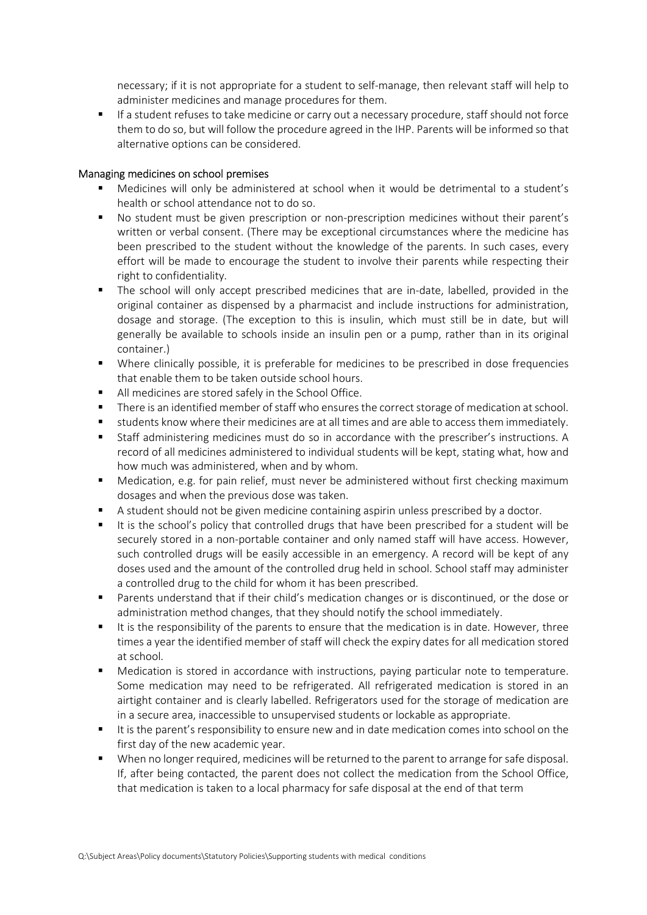necessary; if it is not appropriate for a student to self-manage, then relevant staff will help to administer medicines and manage procedures for them.

- If a student refuses to take medicine or carry out a necessary procedure, staff should not force them to do so, but will follow the procedure agreed in the IHP. Parents will be informed so that alternative options can be considered.

## Managing medicines on school premises

- Medicines will only be administered at school when it would be detrimental to a student's health or school attendance not to do so.
- No student must be given prescription or non-prescription medicines without their parent's written or verbal consent. (There may be exceptional circumstances where the medicine has been prescribed to the student without the knowledge of the parents. In such cases, every effort will be made to encourage the student to involve their parents while respecting their right to confidentiality.
- The school will only accept prescribed medicines that are in-date, labelled, provided in the original container as dispensed by a pharmacist and include instructions for administration, dosage and storage. (The exception to this is insulin, which must still be in date, but will generally be available to schools inside an insulin pen or a pump, rather than in its original container.)
- Where clinically possible, it is preferable for medicines to be prescribed in dose frequencies that enable them to be taken outside school hours.
- All medicines are stored safely in the School Office.
- There is an identified member of staff who ensures the correct storage of medication at school.
- students know where their medicines are at all times and are able to access them immediately.
- Staff administering medicines must do so in accordance with the prescriber's instructions. A record of all medicines administered to individual students will be kept, stating what, how and how much was administered, when and by whom.
- Medication, e.g. for pain relief, must never be administered without first checking maximum dosages and when the previous dose was taken.
- A student should not be given medicine containing aspirin unless prescribed by a doctor.
- It is the school's policy that controlled drugs that have been prescribed for a student will be securely stored in a non-portable container and only named staff will have access. However, such controlled drugs will be easily accessible in an emergency. A record will be kept of any doses used and the amount of the controlled drug held in school. School staff may administer a controlled drug to the child for whom it has been prescribed.
- Parents understand that if their child's medication changes or is discontinued, or the dose or administration method changes, that they should notify the school immediately.
- It is the responsibility of the parents to ensure that the medication is in date. However, three times a year the identified member of staff will check the expiry dates for all medication stored at school.
- Medication is stored in accordance with instructions, paying particular note to temperature. Some medication may need to be refrigerated. All refrigerated medication is stored in an airtight container and is clearly labelled. Refrigerators used for the storage of medication are in a secure area, inaccessible to unsupervised students or lockable as appropriate.
- It is the parent's responsibility to ensure new and in date medication comes into school on the first day of the new academic year.
- When no longer required, medicines will be returned to the parent to arrange for safe disposal. If, after being contacted, the parent does not collect the medication from the School Office, that medication is taken to a local pharmacy for safe disposal at the end of that term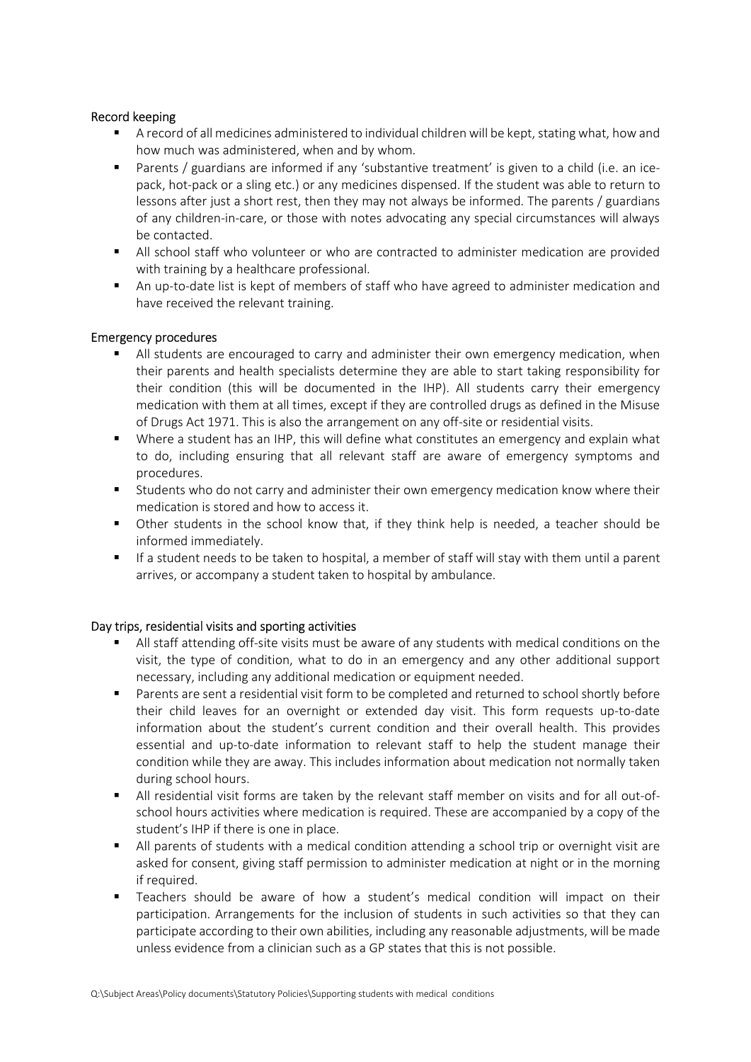### Record keeping

- A record of all medicines administered to individual children will be kept, stating what, how and how much was administered, when and by whom.
- Parents / guardians are informed if any 'substantive treatment' is given to a child (i.e. an ice-pack, hot-pack or a sling etc.) or any medicines dispensed. If the student was able to return to lessons after just a short rest, then they may not always be informed. The parents / guardians of any children-in-care, or those with notes advocating any special circumstances will always be contacted.
- All school staff who volunteer or who are contracted to administer medication are provided with training by a healthcare professional.
- An up-to-date list is kept of members of staff who have agreed to administer medication and have received the relevant training.

### Emergency procedures

- All students are encouraged to carry and administer their own emergency medication, when their parents and health specialists determine they are able to start taking responsibility for their condition (this will be documented in the IHP). All students carry their emergency medication with them at all times, except if they are controlled drugs as defined in the Misuse of Drugs Act 1971. This is also the arrangement on any off-site or residential visits.
- Where a student has an IHP, this will define what constitutes an emergency and explain what to do, including ensuring that all relevant staff are aware of emergency symptoms and procedures.
- Students who do not carry and administer their own emergency medication know where their medication is stored and how to access it.
- Other students in the school know that, if they think help is needed, a teacher should be informed immediately.
- If a student needs to be taken to hospital, a member of staff will stay with them until a parent arrives, or accompany a student taken to hospital by ambulance.

### Day trips, residential visits and sporting activities

- All staff attending off-site visits must be aware of any students with medical conditions on the visit, the type of condition, what to do in an emergency and any other additional support necessary, including any additional medication or equipment needed.
- Parents are sent a residential visit form to be completed and returned to school shortly before their child leaves for an overnight or extended day visit. This form requests up-to-date information about the student's current condition and their overall health. This provides essential and up-to-date information to relevant staff to help the student manage their condition while they are away. This includes information about medication not normally taken during school hours.
- All residential visit forms are taken by the relevant staff member on visits and for all out-of-school hours activities where medication is required. These are accompanied by a copy of the student's IHP if there is one in place.
- All parents of students with a medical condition attending a school trip or overnight visit are asked for consent, giving staff permission to administer medication at night or in the morning if required.
- Teachers should be aware of how a student's medical condition will impact on their participation. Arrangements for the inclusion of students in such activities so that they can participate according to their own abilities, including any reasonable adjustments, will be made unless evidence from a clinician such as a GP states that this is not possible.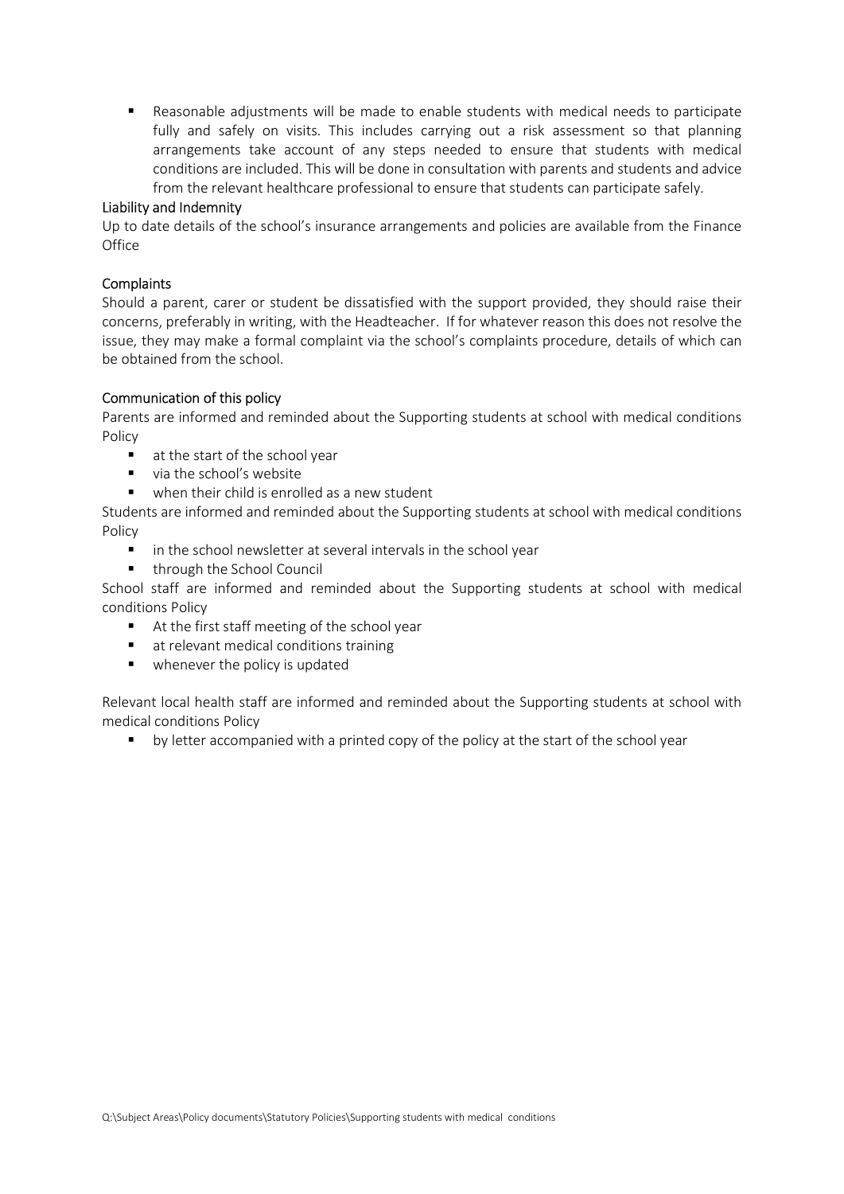- Reasonable adjustments will be made to enable students with medical needs to participate fully and safely on visits. This includes carrying out a risk assessment so that planning arrangements take account of any steps needed to ensure that students with medical conditions are included. This will be done in consultation with parents and students and advice from the relevant healthcare professional to ensure that students can participate safely.

## Liability and Indemnity

Up to date details of the school's insurance arrangements and policies are available from the Finance Office

## Complaints

Should a parent, carer or student be dissatisfied with the support provided, they should raise their concerns, preferably in writing, with the Headteacher. If for whatever reason this does not resolve the issue, they may make a formal complaint via the school's complaints procedure, details of which can be obtained from the school.

## Communication of this policy

Parents are informed and reminded about the Supporting students at school with medical conditions Policy

- at the start of the school year
- via the school's website
- when their child is enrolled as a new student

Students are informed and reminded about the Supporting students at school with medical conditions Policy

- in the school newsletter at several intervals in the school year
- through the School Council

School staff are informed and reminded about the Supporting students at school with medical conditions Policy

- At the first staff meeting of the school year
- at relevant medical conditions training
- whenever the policy is updated

Relevant local health staff are informed and reminded about the Supporting students at school with medical conditions Policy

- by letter accompanied with a printed copy of the policy at the start of the school year